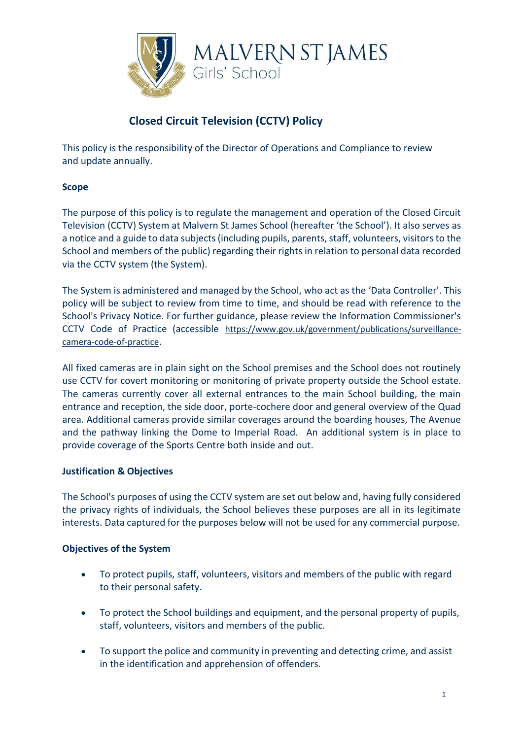MALVERN ST JAMES
Girls' School

# Closed Circuit Television (CCTV) Policy

This policy is the responsibility of the Director of Operations and Compliance to review and update annually.

## Scope

The purpose of this policy is to regulate the management and operation of the Closed Circuit Television (CCTV) System at Malvern St James School (hereafter 'the School'). It also serves as a notice and a guide to data subjects (including pupils, parents, staff, volunteers, visitors to the School and members of the public) regarding their rights in relation to personal data recorded via the CCTV system (the System).

The System is administered and managed by the School, who act as the 'Data Controller'. This policy will be subject to review from time to time, and should be read with reference to the School's Privacy Notice. For further guidance, please review the Information Commissioner's CCTV Code of Practice (accessible https://www.gov.uk/government/publications/surveillance-camera-code-of-practice.

All fixed cameras are in plain sight on the School premises and the School does not routinely use CCTV for covert monitoring or monitoring of private property outside the School estate. The cameras currently cover all external entrances to the main School building, the main entrance and reception, the side door, porte-cochere door and general overview of the Quad area. Additional cameras provide similar coverages around the boarding houses, The Avenue and the pathway linking the Dome to Imperial Road. An additional system is in place to provide coverage of the Sports Centre both inside and out.

## Justification & Objectives

The School's purposes of using the CCTV system are set out below and, having fully considered the privacy rights of individuals, the School believes these purposes are all in its legitimate interests. Data captured for the purposes below will not be used for any commercial purpose.

## Objectives of the System

- To protect pupils, staff, volunteers, visitors and members of the public with regard to their personal safety.
- To protect the School buildings and equipment, and the personal property of pupils, staff, volunteers, visitors and members of the public.
- To support the police and community in preventing and detecting crime, and assist in the identification and apprehension of offenders.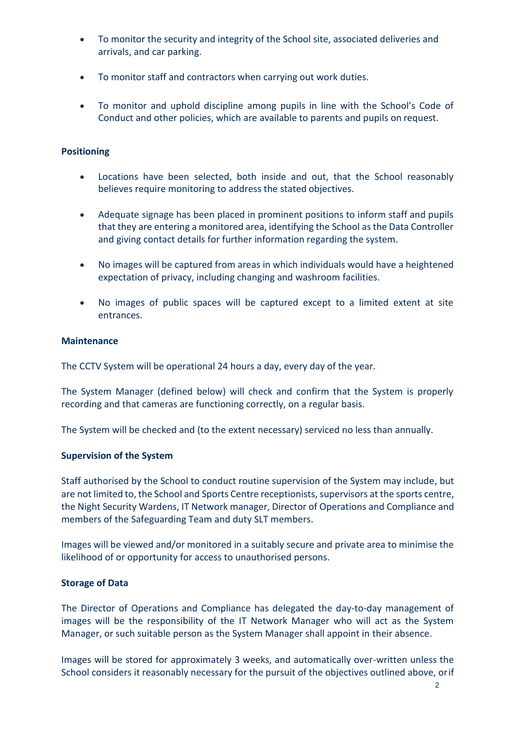- To monitor the security and integrity of the School site, associated deliveries and arrivals, and car parking.
- To monitor staff and contractors when carrying out work duties.
- To monitor and uphold discipline among pupils in line with the School's Code of Conduct and other policies, which are available to parents and pupils on request.

**Positioning**

- Locations have been selected, both inside and out, that the School reasonably believes require monitoring to address the stated objectives.
- Adequate signage has been placed in prominent positions to inform staff and pupils that they are entering a monitored area, identifying the School as the Data Controller and giving contact details for further information regarding the system.
- No images will be captured from areas in which individuals would have a heightened expectation of privacy, including changing and washroom facilities.
- No images of public spaces will be captured except to a limited extent at site entrances.

**Maintenance**

The CCTV System will be operational 24 hours a day, every day of the year.

The System Manager (defined below) will check and confirm that the System is properly recording and that cameras are functioning correctly, on a regular basis.

The System will be checked and (to the extent necessary) serviced no less than annually.

**Supervision of the System**

Staff authorised by the School to conduct routine supervision of the System may include, but are not limited to, the School and Sports Centre receptionists, supervisors at the sports centre, the Night Security Wardens, IT Network manager, Director of Operations and Compliance and members of the Safeguarding Team and duty SLT members.

Images will be viewed and/or monitored in a suitably secure and private area to minimise the likelihood of or opportunity for access to unauthorised persons.

**Storage of Data**

The Director of Operations and Compliance has delegated the day-to-day management of images will be the responsibility of the IT Network Manager who will act as the System Manager, or such suitable person as the System Manager shall appoint in their absence.

Images will be stored for approximately 3 weeks, and automatically over-written unless the School considers it reasonably necessary for the pursuit of the objectives outlined above, or if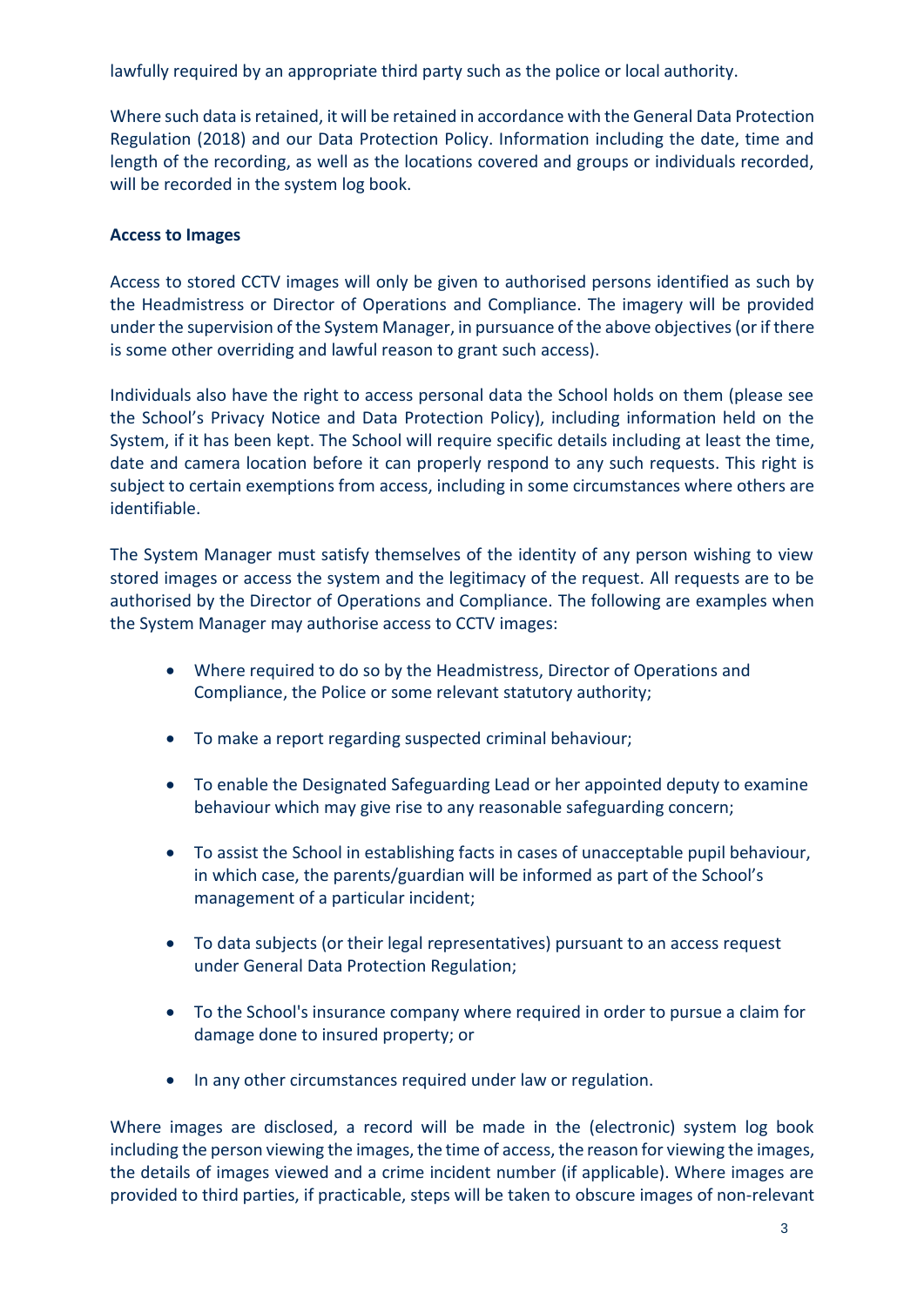lawfully required by an appropriate third party such as the police or local authority.

Where such data is retained, it will be retained in accordance with the General Data Protection Regulation (2018) and our Data Protection Policy. Information including the date, time and length of the recording, as well as the locations covered and groups or individuals recorded, will be recorded in the system log book.

**Access to Images**

Access to stored CCTV images will only be given to authorised persons identified as such by the Headmistress or Director of Operations and Compliance. The imagery will be provided under the supervision of the System Manager, in pursuance of the above objectives (or if there is some other overriding and lawful reason to grant such access).

Individuals also have the right to access personal data the School holds on them (please see the School's Privacy Notice and Data Protection Policy), including information held on the System, if it has been kept. The School will require specific details including at least the time, date and camera location before it can properly respond to any such requests. This right is subject to certain exemptions from access, including in some circumstances where others are identifiable.

The System Manager must satisfy themselves of the identity of any person wishing to view stored images or access the system and the legitimacy of the request. All requests are to be authorised by the Director of Operations and Compliance. The following are examples when the System Manager may authorise access to CCTV images:

- Where required to do so by the Headmistress, Director of Operations and Compliance, the Police or some relevant statutory authority;
- To make a report regarding suspected criminal behaviour;
- To enable the Designated Safeguarding Lead or her appointed deputy to examine behaviour which may give rise to any reasonable safeguarding concern;
- To assist the School in establishing facts in cases of unacceptable pupil behaviour, in which case, the parents/guardian will be informed as part of the School's management of a particular incident;
- To data subjects (or their legal representatives) pursuant to an access request under General Data Protection Regulation;
- To the School's insurance company where required in order to pursue a claim for damage done to insured property; or
- In any other circumstances required under law or regulation.

Where images are disclosed, a record will be made in the (electronic) system log book including the person viewing the images, the time of access, the reason for viewing the images, the details of images viewed and a crime incident number (if applicable). Where images are provided to third parties, if practicable, steps will be taken to obscure images of non-relevant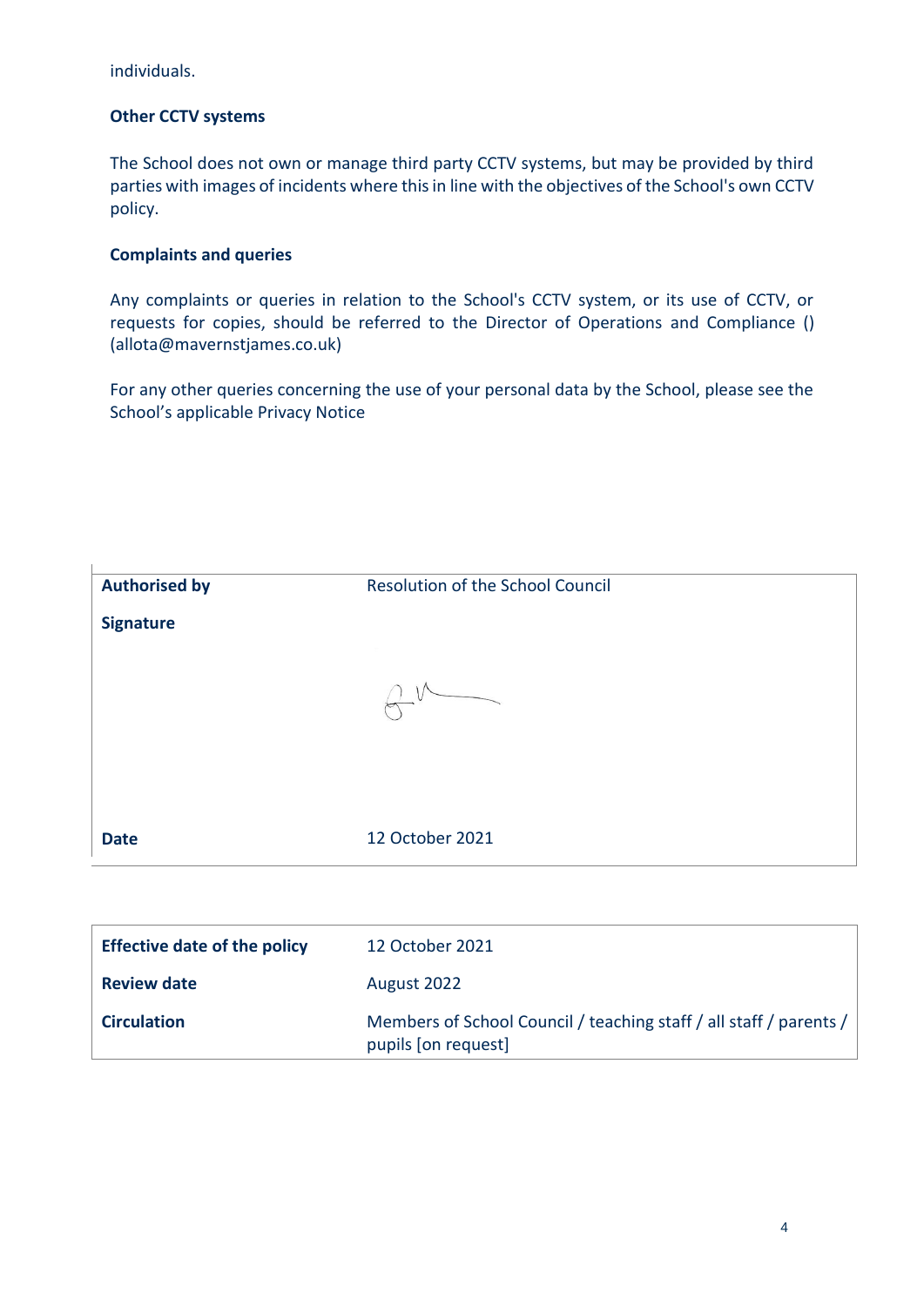individuals.

**Other CCTV systems**

The School does not own or manage third party CCTV systems, but may be provided by third parties with images of incidents where this in line with the objectives of the School's own CCTV policy.

**Complaints and queries**

Any complaints or queries in relation to the School's CCTV system, or its use of CCTV, or requests for copies, should be referred to the Director of Operations and Compliance () (allota@mavernstjames.co.uk)

For any other queries concerning the use of your personal data by the School, please see the School's applicable Privacy Notice

| **Authorised by** | Resolution of the School Council |
|---|---|
| **Signature** | |
| **Date** | 12 October 2021 |

| **Effective date of the policy** | 12 October 2021 |
|---|---|
| **Review date** | August 2022 |
| **Circulation** | Members of School Council / teaching staff / all staff / parents / pupils [on request] |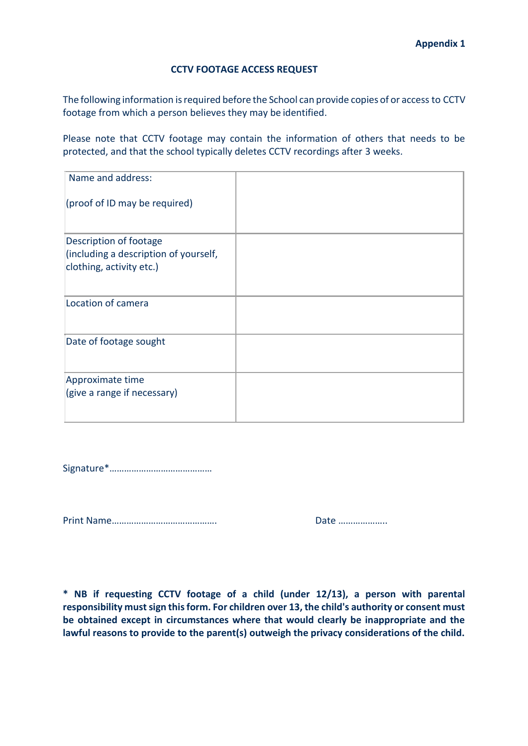**Appendix 1**

## CCTV FOOTAGE ACCESS REQUEST

The following information is required before the School can provide copies of or access to CCTV footage from which a person believes they may be identified.

Please note that CCTV footage may contain the information of others that needs to be protected, and that the school typically deletes CCTV recordings after 3 weeks.

| | |
|---|---|
| Name and address:<br><br>(proof of ID may be required) | |
| Description of footage<br>(including a description of yourself, clothing, activity etc.) | |
| Location of camera | |
| Date of footage sought | |
| Approximate time<br>(give a range if necessary) | |

Signature*…………………………………

Print Name……………………………………. Date ………………..

**\* NB if requesting CCTV footage of a child (under 12/13), a person with parental responsibility must sign this form. For children over 13, the child's authority or consent must be obtained except in circumstances where that would clearly be inappropriate and the lawful reasons to provide to the parent(s) outweigh the privacy considerations of the child.**